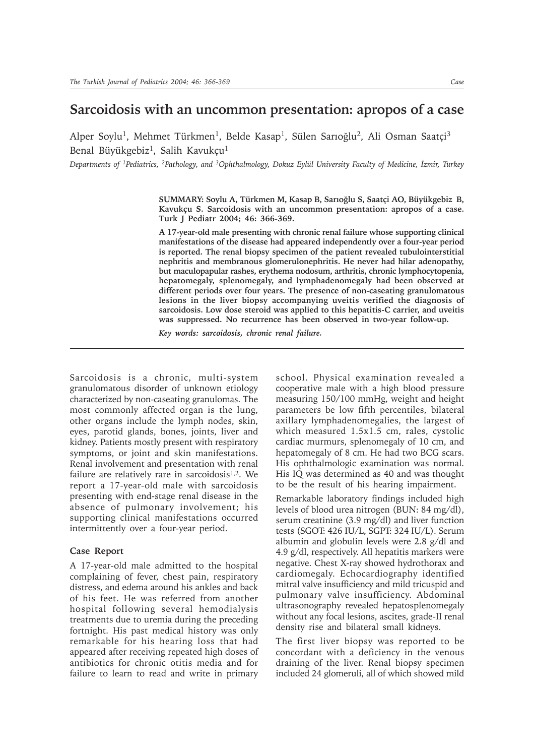# Sarcoidosis with an uncommon presentation: apropos of a case

Alper Soylu[1], Mehmet Türkmen[1], Belde Kasap[1], Sülen Sarıoğlu[2], Ali Osman Saatçi[3]
Benal Büyükgebiz[1], Salih Kavukçu[1]

*Departments of [1]Pediatrics, [2]Pathology, and [3]Ophthalmology, Dokuz Eylül University Faculty of Medicine, İzmir, Turkey*

**SUMMARY: Soylu A, Türkmen M, Kasap B, Sarıoğlu S, Saatçi AO, Büyükgebiz B, Kavukçu S. Sarcoidosis with an uncommon presentation: apropos of a case. Turk J Pediatr 2004; 46: 366-369.**

**A 17-year-old male presenting with chronic renal failure whose supporting clinical manifestations of the disease had appeared independently over a four-year period is reported. The renal biopsy specimen of the patient revealed tubulointerstitial nephritis and membranous glomerulonephritis. He never had hilar adenopathy, but maculopapular rashes, erythema nodosum, arthritis, chronic lymphocytopenia, hepatomegaly, splenomegaly, and lymphadenomegaly had been observed at different periods over four years. The presence of non-caseating granulomatous lesions in the liver biopsy accompanying uveitis verified the diagnosis of sarcoidosis. Low dose steroid was applied to this hepatitis-C carrier, and uveitis was suppressed. No recurrence has been observed in two-year follow-up.**

***Key words: sarcoidosis, chronic renal failure.***

Sarcoidosis is a chronic, multi-system granulomatous disorder of unknown etiology characterized by non-caseating granulomas. The most commonly affected organ is the lung, other organs include the lymph nodes, skin, eyes, parotid glands, bones, joints, liver and kidney. Patients mostly present with respiratory symptoms, or joint and skin manifestations. Renal involvement and presentation with renal failure are relatively rare in sarcoidosis[1,2]. We report a 17-year-old male with sarcoidosis presenting with end-stage renal disease in the absence of pulmonary involvement; his supporting clinical manifestations occurred intermittently over a four-year period.

## Case Report

A 17-year-old male admitted to the hospital complaining of fever, chest pain, respiratory distress, and edema around his ankles and back of his feet. He was referred from another hospital following several hemodialysis treatments due to uremia during the preceding fortnight. His past medical history was only remarkable for his hearing loss that had appeared after receiving repeated high doses of antibiotics for chronic otitis media and for failure to learn to read and write in primary school. Physical examination revealed a cooperative male with a high blood pressure measuring 150/100 mmHg, weight and height parameters be low fifth percentiles, bilateral axillary lymphadenomegalies, the largest of which measured 1.5x1.5 cm, rales, cystolic cardiac murmurs, splenomegaly of 10 cm, and hepatomegaly of 8 cm. He had two BCG scars. His ophthalmologic examination was normal. His IQ was determined as 40 and was thought to be the result of his hearing impairment.

Remarkable laboratory findings included high levels of blood urea nitrogen (BUN: 84 mg/dl), serum creatinine (3.9 mg/dl) and liver function tests (SGOT: 426 IU/L, SGPT: 324 IU/L). Serum albumin and globulin levels were 2.8 g/dl and 4.9 g/dl, respectively. All hepatitis markers were negative. Chest X-ray showed hydrothorax and cardiomegaly. Echocardiography identified mitral valve insufficiency and mild tricuspid and pulmonary valve insufficiency. Abdominal ultrasonography revealed hepatosplenomegaly without any focal lesions, ascites, grade-II renal density rise and bilateral small kidneys.

The first liver biopsy was reported to be concordant with a deficiency in the venous draining of the liver. Renal biopsy specimen included 24 glomeruli, all of which showed mild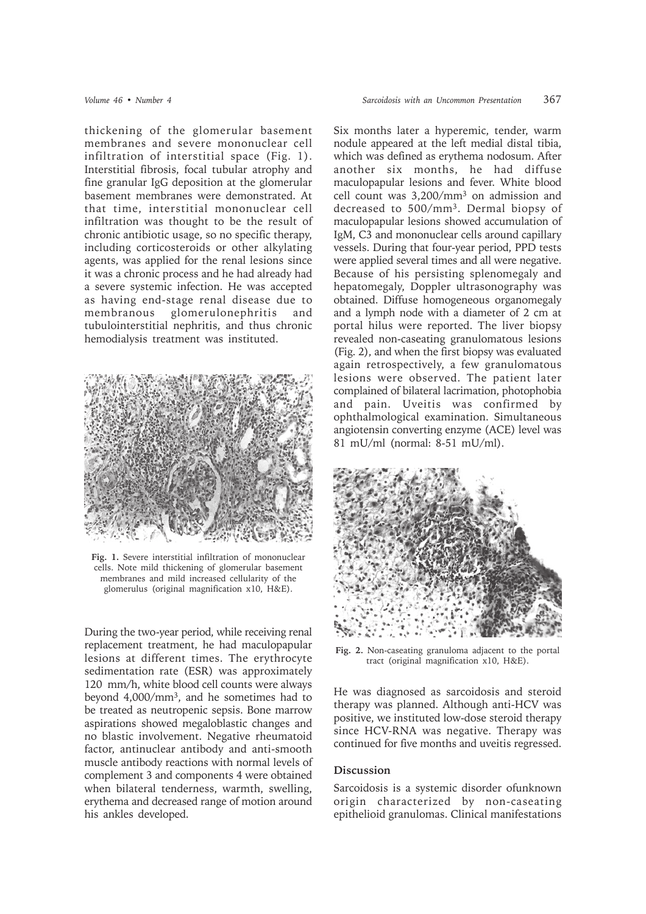thickening of the glomerular basement membranes and severe mononuclear cell infiltration of interstitial space (Fig. 1). Interstitial fibrosis, focal tubular atrophy and fine granular IgG deposition at the glomerular basement membranes were demonstrated. At that time, interstitial mononuclear cell infiltration was thought to be the result of chronic antibiotic usage, so no specific therapy, including corticosteroids or other alkylating agents, was applied for the renal lesions since it was a chronic process and he had already had a severe systemic infection. He was accepted as having end-stage renal disease due to membranous glomerulonephritis and tubulointerstitial nephritis, and thus chronic hemodialysis treatment was instituted.

**Fig. 1.** Severe interstitial infiltration of mononuclear cells. Note mild thickening of glomerular basement membranes and mild increased cellularity of the glomerulus (original magnification x10, H&E).

During the two-year period, while receiving renal replacement treatment, he had maculopapular lesions at different times. The erythrocyte sedimentation rate (ESR) was approximately 120 mm/h, white blood cell counts were always beyond 4,000/mm$^3$, and he sometimes had to be treated as neutropenic sepsis. Bone marrow aspirations showed megaloblastic changes and no blastic involvement. Negative rheumatoid factor, antinuclear antibody and anti-smooth muscle antibody reactions with normal levels of complement 3 and components 4 were obtained when bilateral tenderness, warmth, swelling, erythema and decreased range of motion around his ankles developed.

Six months later a hyperemic, tender, warm nodule appeared at the left medial distal tibia, which was defined as erythema nodosum. After another six months, he had diffuse maculopapular lesions and fever. White blood cell count was 3,200/mm$^3$ on admission and decreased to 500/mm$^3$. Dermal biopsy of maculopapular lesions showed accumulation of IgM, C3 and mononuclear cells around capillary vessels. During that four-year period, PPD tests were applied several times and all were negative. Because of his persisting splenomegaly and hepatomegaly, Doppler ultrasonography was obtained. Diffuse homogeneous organomegaly and a lymph node with a diameter of 2 cm at portal hilus were reported. The liver biopsy revealed non-caseating granulomatous lesions (Fig. 2), and when the first biopsy was evaluated again retrospectively, a few granulomatous lesions were observed. The patient later complained of bilateral lacrimation, photophobia and pain. Uveitis was confirmed by ophthalmological examination. Simultaneous angiotensin converting enzyme (ACE) level was 81 mU/ml (normal: 8-51 mU/ml).

**Fig. 2.** Non-caseating granuloma adjacent to the portal tract (original magnification x10, H&E).

He was diagnosed as sarcoidosis and steroid therapy was planned. Although anti-HCV was positive, we instituted low-dose steroid therapy since HCV-RNA was negative. Therapy was continued for five months and uveitis regressed.

## Discussion

Sarcoidosis is a systemic disorder ofunknown origin characterized by non-caseating epithelioid granulomas. Clinical manifestations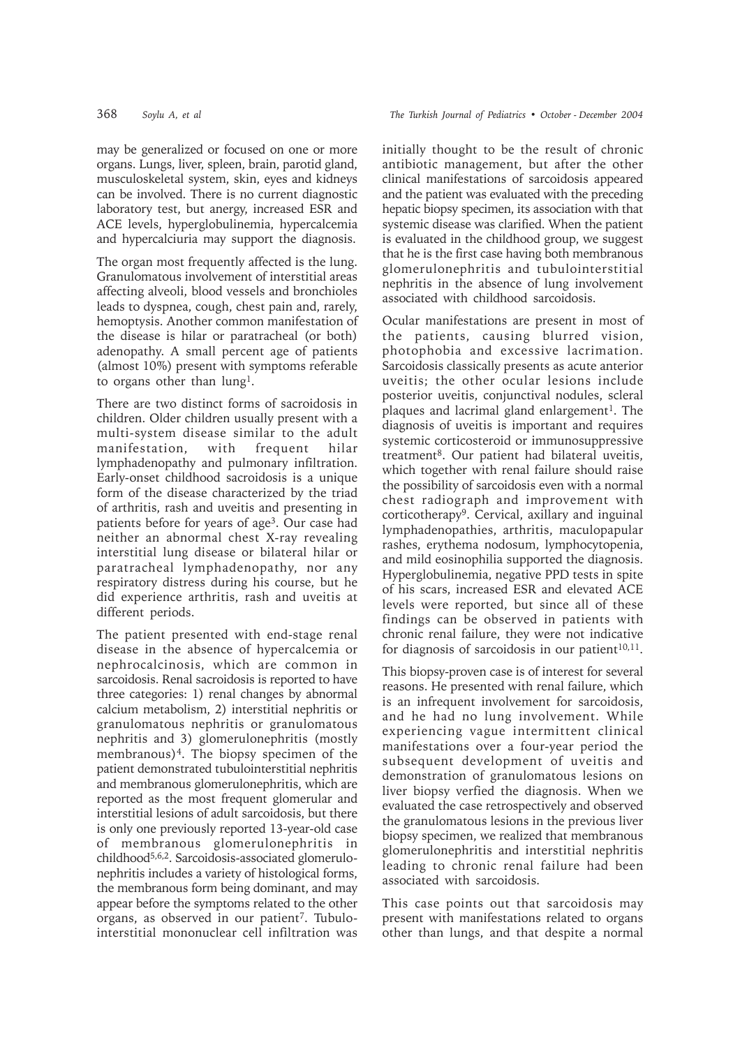may be generalized or focused on one or more organs. Lungs, liver, spleen, brain, parotid gland, musculoskeletal system, skin, eyes and kidneys can be involved. There is no current diagnostic laboratory test, but anergy, increased ESR and ACE levels, hyperglobulinemia, hypercalcemia and hypercalciuria may support the diagnosis.

The organ most frequently affected is the lung. Granulomatous involvement of interstitial areas affecting alveoli, blood vessels and bronchioles leads to dyspnea, cough, chest pain and, rarely, hemoptysis. Another common manifestation of the disease is hilar or paratracheal (or both) adenopathy. A small percent age of patients (almost 10%) present with symptoms referable to organs other than lung[1].

There are two distinct forms of sacroidosis in children. Older children usually present with a multi-system disease similar to the adult manifestation, with frequent hilar lymphadenopathy and pulmonary infiltration. Early-onset childhood sacroidosis is a unique form of the disease characterized by the triad of arthritis, rash and uveitis and presenting in patients before for years of age[3]. Our case had neither an abnormal chest X-ray revealing interstitial lung disease or bilateral hilar or paratracheal lymphadenopathy, nor any respiratory distress during his course, but he did experience arthritis, rash and uveitis at different periods.

The patient presented with end-stage renal disease in the absence of hypercalcemia or nephrocalcinosis, which are common in sarcoidosis. Renal sacroidosis is reported to have three categories: 1) renal changes by abnormal calcium metabolism, 2) interstitial nephritis or granulomatous nephritis or granulomatous nephritis and 3) glomerulonephritis (mostly membranous)[4]. The biopsy specimen of the patient demonstrated tubulointerstitial nephritis and membranous glomerulonephritis, which are reported as the most frequent glomerular and interstitial lesions of adult sarcoidosis, but there is only one previously reported 13-year-old case of membranous glomerulonephritis in childhood[5,6,2]. Sarcoidosis-associated glomerulonephritis includes a variety of histological forms, the membranous form being dominant, and may appear before the symptoms related to the other organs, as observed in our patient[7]. Tubulointerstitial mononuclear cell infiltration was initially thought to be the result of chronic antibiotic management, but after the other clinical manifestations of sarcoidosis appeared and the patient was evaluated with the preceding hepatic biopsy specimen, its association with that systemic disease was clarified. When the patient is evaluated in the childhood group, we suggest that he is the first case having both membranous glomerulonephritis and tubulointerstitial nephritis in the absence of lung involvement associated with childhood sarcoidosis.

Ocular manifestations are present in most of the patients, causing blurred vision, photophobia and excessive lacrimation. Sarcoidosis classically presents as acute anterior uveitis; the other ocular lesions include posterior uveitis, conjunctival nodules, scleral plaques and lacrimal gland enlargement[1]. The diagnosis of uveitis is important and requires systemic corticosteroid or immunosuppressive treatment[8]. Our patient had bilateral uveitis, which together with renal failure should raise the possibility of sarcoidosis even with a normal chest radiograph and improvement with corticotherapy[9]. Cervical, axillary and inguinal lymphadenopathies, arthritis, maculopapular rashes, erythema nodosum, lymphocytopenia, and mild eosinophilia supported the diagnosis. Hyperglobulinemia, negative PPD tests in spite of his scars, increased ESR and elevated ACE levels were reported, but since all of these findings can be observed in patients with chronic renal failure, they were not indicative for diagnosis of sarcoidosis in our patient[10,11].

This biopsy-proven case is of interest for several reasons. He presented with renal failure, which is an infrequent involvement for sarcoidosis, and he had no lung involvement. While experiencing vague intermittent clinical manifestations over a four-year period the subsequent development of uveitis and demonstration of granulomatous lesions on liver biopsy verfied the diagnosis. When we evaluated the case retrospectively and observed the granulomatous lesions in the previous liver biopsy specimen, we realized that membranous glomerulonephritis and interstitial nephritis leading to chronic renal failure had been associated with sarcoidosis.

This case points out that sarcoidosis may present with manifestations related to organs other than lungs, and that despite a normal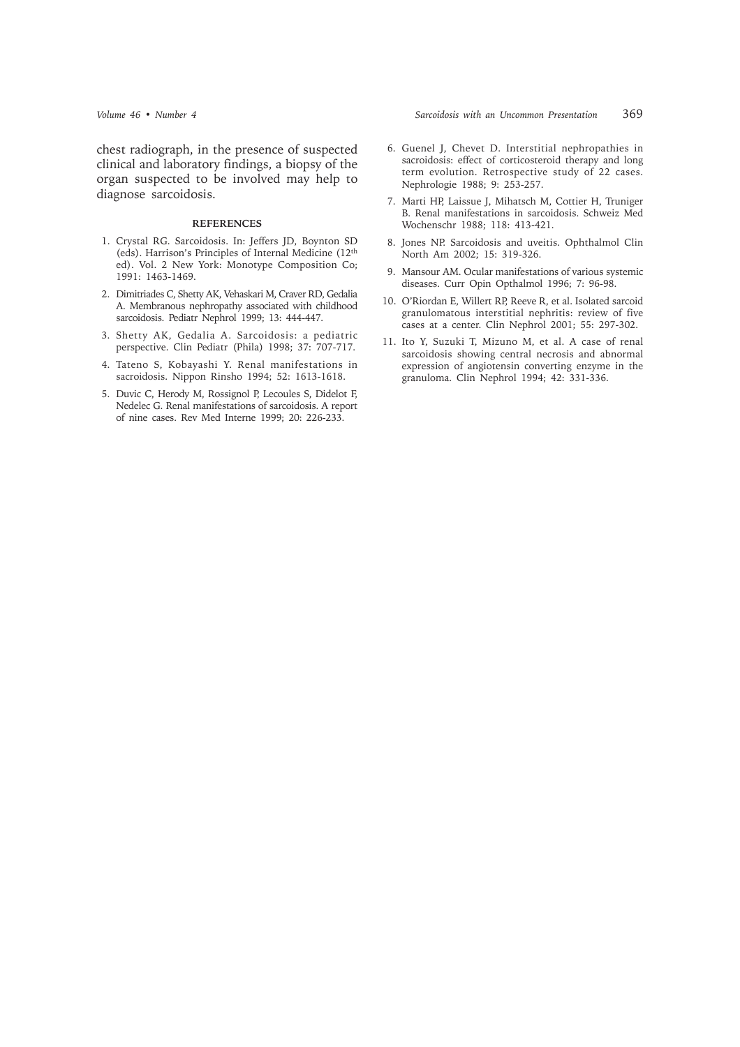chest radiograph, in the presence of suspected clinical and laboratory findings, a biopsy of the organ suspected to be involved may help to diagnose sarcoidosis.

## REFERENCES

1. Crystal RG. Sarcoidosis. In: Jeffers JD, Boynton SD (eds). Harrison's Principles of Internal Medicine (12th ed). Vol. 2 New York: Monotype Composition Co; 1991: 1463-1469.
2. Dimitriades C, Shetty AK, Vehaskari M, Craver RD, Gedalia A. Membranous nephropathy associated with childhood sarcoidosis. Pediatr Nephrol 1999; 13: 444-447.
3. Shetty AK, Gedalia A. Sarcoidosis: a pediatric perspective. Clin Pediatr (Phila) 1998; 37: 707-717.
4. Tateno S, Kobayashi Y. Renal manifestations in sacroidosis. Nippon Rinsho 1994; 52: 1613-1618.
5. Duvic C, Herody M, Rossignol P, Lecoules S, Didelot F, Nedelec G. Renal manifestations of sarcoidosis. A report of nine cases. Rev Med Interne 1999; 20: 226-233.
6. Guenel J, Chevet D. Interstitial nephropathies in sacroidosis: effect of corticosteroid therapy and long term evolution. Retrospective study of 22 cases. Nephrologie 1988; 9: 253-257.
7. Marti HP, Laissue J, Mihatsch M, Cottier H, Truniger B. Renal manifestations in sarcoidosis. Schweiz Med Wochenschr 1988; 118: 413-421.
8. Jones NP. Sarcoidosis and uveitis. Ophthalmol Clin North Am 2002; 15: 319-326.
9. Mansour AM. Ocular manifestations of various systemic diseases. Curr Opin Opthalmol 1996; 7: 96-98.
10. O'Riordan E, Willert RP, Reeve R, et al. Isolated sarcoid granulomatous interstitial nephritis: review of five cases at a center. Clin Nephrol 2001; 55: 297-302.
11. Ito Y, Suzuki T, Mizuno M, et al. A case of renal sarcoidosis showing central necrosis and abnormal expression of angiotensin converting enzyme in the granuloma. Clin Nephrol 1994; 42: 331-336.